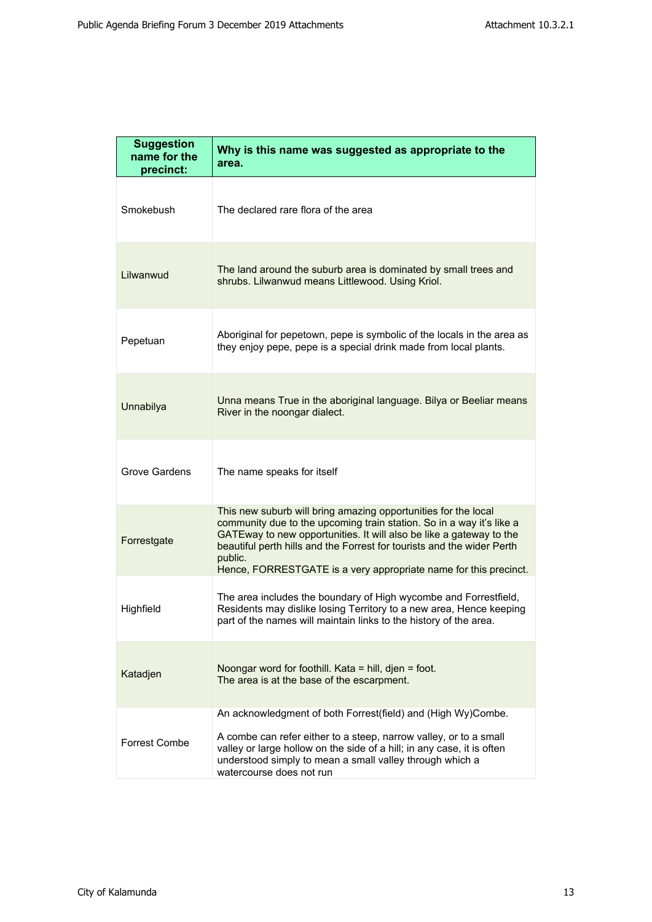| Suggestion name for the precinct: | Why is this name was suggested as appropriate to the area. |
|---|---|
| Smokebush | The declared rare flora of the area |
| Lilwanwud | The land around the suburb area is dominated by small trees and shrubs. Lilwanwud means Littlewood. Using Kriol. |
| Pepetuan | Aboriginal for pepetown, pepe is symbolic of the locals in the area as they enjoy pepe, pepe is a special drink made from local plants. |
| Unnabilya | Unna means True in the aboriginal language. Bilya or Beeliar means River in the noongar dialect. |
| Grove Gardens | The name speaks for itself |
| Forrestgate | This new suburb will bring amazing opportunities for the local community due to the upcoming train station. So in a way it's like a GATEway to new opportunities. It will also be like a gateway to the beautiful perth hills and the Forrest for tourists and the wider Perth public.<br>Hence, FORRESTGATE is a very appropriate name for this precinct. |
| Highfield | The area includes the boundary of High wycombe and Forrestfield, Residents may dislike losing Territory to a new area, Hence keeping part of the names will maintain links to the history of the area. |
| Katadjen | Noongar word for foothill. Kata = hill, djen = foot.<br>The area is at the base of the escarpment. |
| Forrest Combe | An acknowledgment of both Forrest(field) and (High Wy)Combe.<br><br>A combe can refer either to a steep, narrow valley, or to a small valley or large hollow on the side of a hill; in any case, it is often understood simply to mean a small valley through which a watercourse does not run |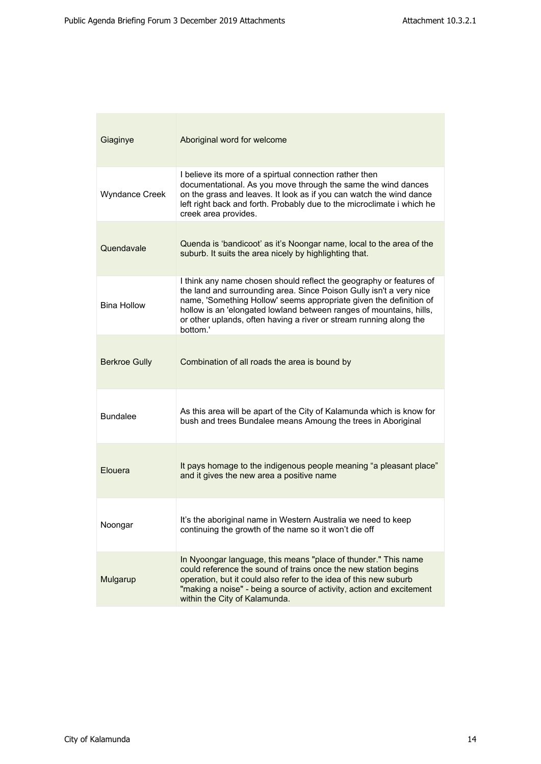| | |
|---|---|
| Giaginye | Aboriginal word for welcome |
| Wyndance Creek | I believe its more of a spirtual connection rather then documentational. As you move through the same the wind dances on the grass and leaves. It look as if you can watch the wind dance left right back and forth. Probably due to the microclimate i which he creek area provides. |
| Quendavale | Quenda is 'bandicoot' as it's Noongar name, local to the area of the suburb. It suits the area nicely by highlighting that. |
| Bina Hollow | I think any name chosen should reflect the geography or features of the land and surrounding area. Since Poison Gully isn't a very nice name, 'Something Hollow' seems appropriate given the definition of hollow is an 'elongated lowland between ranges of mountains, hills, or other uplands, often having a river or stream running along the bottom.' |
| Berkroe Gully | Combination of all roads the area is bound by |
| Bundalee | As this area will be apart of the City of Kalamunda which is know for bush and trees Bundalee means Amoung the trees in Aboriginal |
| Elouera | It pays homage to the indigenous people meaning "a pleasant place" and it gives the new area a positive name |
| Noongar | It's the aboriginal name in Western Australia we need to keep continuing the growth of the name so it won't die off |
| Mulgarup | In Nyoongar language, this means "place of thunder." This name could reference the sound of trains once the new station begins operation, but it could also refer to the idea of this new suburb "making a noise" - being a source of activity, action and excitement within the City of Kalamunda. |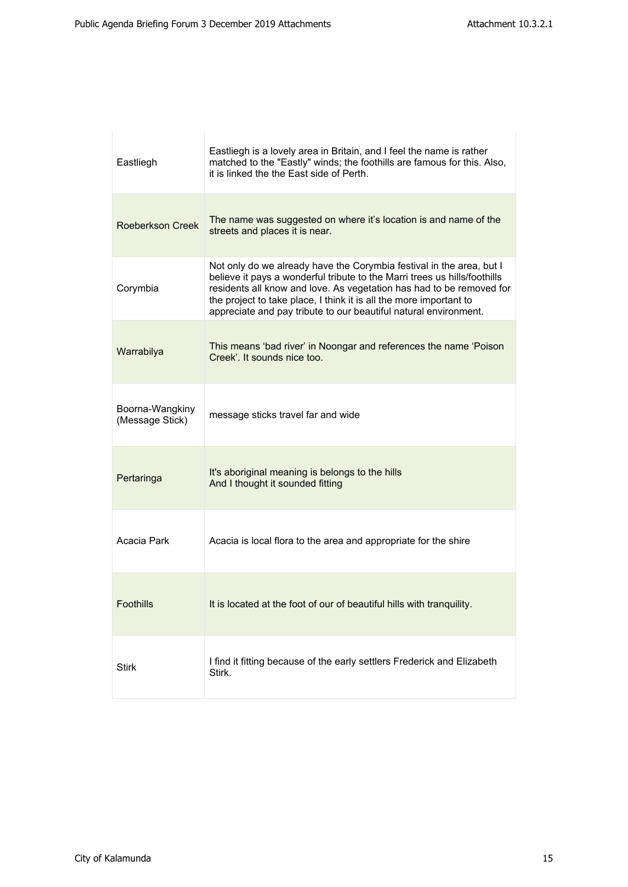| | |
|---|---|
| Eastliegh | Eastliegh is a lovely area in Britain, and I feel the name is rather matched to the "Eastly" winds; the foothills are famous for this. Also, it is linked the the East side of Perth. |
| Roeberkson Creek | The name was suggested on where it's location is and name of the streets and places it is near. |
| Corymbia | Not only do we already have the Corymbia festival in the area, but I believe it pays a wonderful tribute to the Marri trees us hills/foothills residents all know and love. As vegetation has had to be removed for the project to take place, I think it is all the more important to appreciate and pay tribute to our beautiful natural environment. |
| Warrabilya | This means 'bad river' in Noongar and references the name 'Poison Creek'. It sounds nice too. |
| Boorna-Wangkiny (Message Stick) | message sticks travel far and wide |
| Pertaringa | It's aboriginal meaning is belongs to the hills And I thought it sounded fitting |
| Acacia Park | Acacia is local flora to the area and appropriate for the shire |
| Foothills | It is located at the foot of our of beautiful hills with tranquility. |
| Stirk | I find it fitting because of the early settlers Frederick and Elizabeth Stirk. |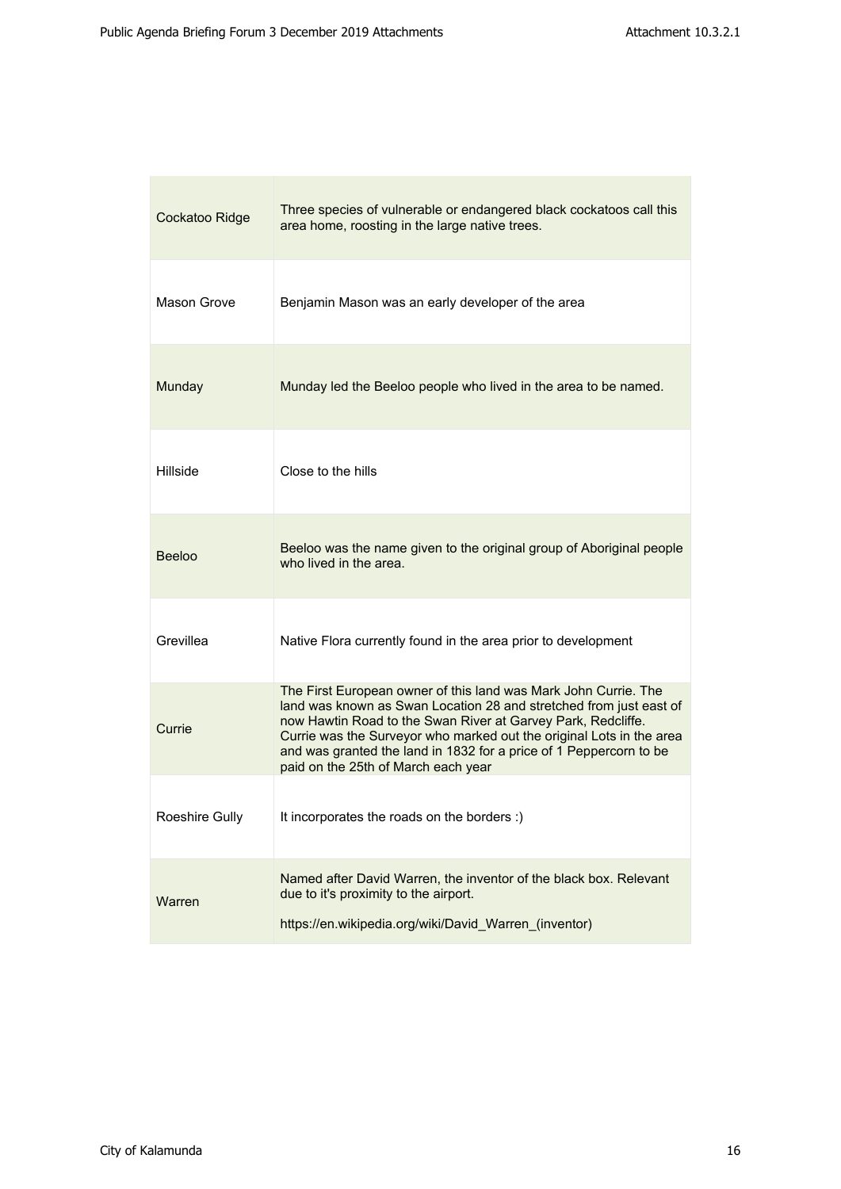| | |
|---|---|
| Cockatoo Ridge | Three species of vulnerable or endangered black cockatoos call this area home, roosting in the large native trees. |
| Mason Grove | Benjamin Mason was an early developer of the area |
| Munday | Munday led the Beeloo people who lived in the area to be named. |
| Hillside | Close to the hills |
| Beeloo | Beeloo was the name given to the original group of Aboriginal people who lived in the area. |
| Grevillea | Native Flora currently found in the area prior to development |
| Currie | The First European owner of this land was Mark John Currie. The land was known as Swan Location 28 and stretched from just east of now Hawtin Road to the Swan River at Garvey Park, Redcliffe. Currie was the Surveyor who marked out the original Lots in the area and was granted the land in 1832 for a price of 1 Peppercorn to be paid on the 25th of March each year |
| Roeshire Gully | It incorporates the roads on the borders :) |
| Warren | Named after David Warren, the inventor of the black box. Relevant due to it's proximity to the airport.<br><br>https://en.wikipedia.org/wiki/David_Warren_(inventor) |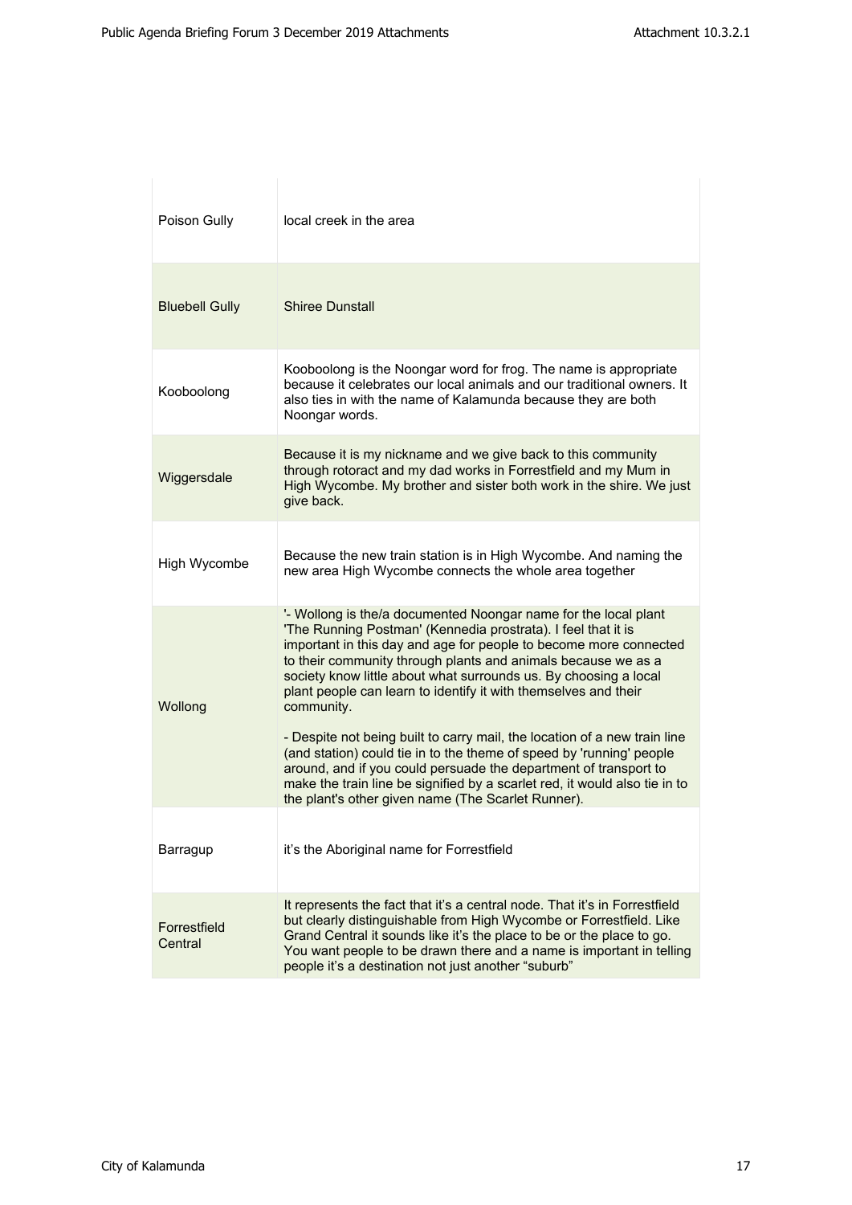| | |
|---|---|
| Poison Gully | local creek in the area |
| Bluebell Gully | Shiree Dunstall |
| Kooboolong | Kooboolong is the Noongar word for frog. The name is appropriate because it celebrates our local animals and our traditional owners. It also ties in with the name of Kalamunda because they are both Noongar words. |
| Wiggersdale | Because it is my nickname and we give back to this community through rotoract and my dad works in Forrestfield and my Mum in High Wycombe. My brother and sister both work in the shire. We just give back. |
| High Wycombe | Because the new train station is in High Wycombe. And naming the new area High Wycombe connects the whole area together |
| Wollong | '- Wollong is the/a documented Noongar name for the local plant 'The Running Postman' (Kennedia prostrata). I feel that it is important in this day and age for people to become more connected to their community through plants and animals because we as a society know little about what surrounds us. By choosing a local plant people can learn to identify it with themselves and their community.<br><br>- Despite not being built to carry mail, the location of a new train line (and station) could tie in to the theme of speed by 'running' people around, and if you could persuade the department of transport to make the train line be signified by a scarlet red, it would also tie in to the plant's other given name (The Scarlet Runner). |
| Barragup | it's the Aboriginal name for Forrestfield |
| Forrestfield Central | It represents the fact that it's a central node. That it's in Forrestfield but clearly distinguishable from High Wycombe or Forrestfield. Like Grand Central it sounds like it's the place to be or the place to go. You want people to be drawn there and a name is important in telling people it's a destination not just another "suburb" |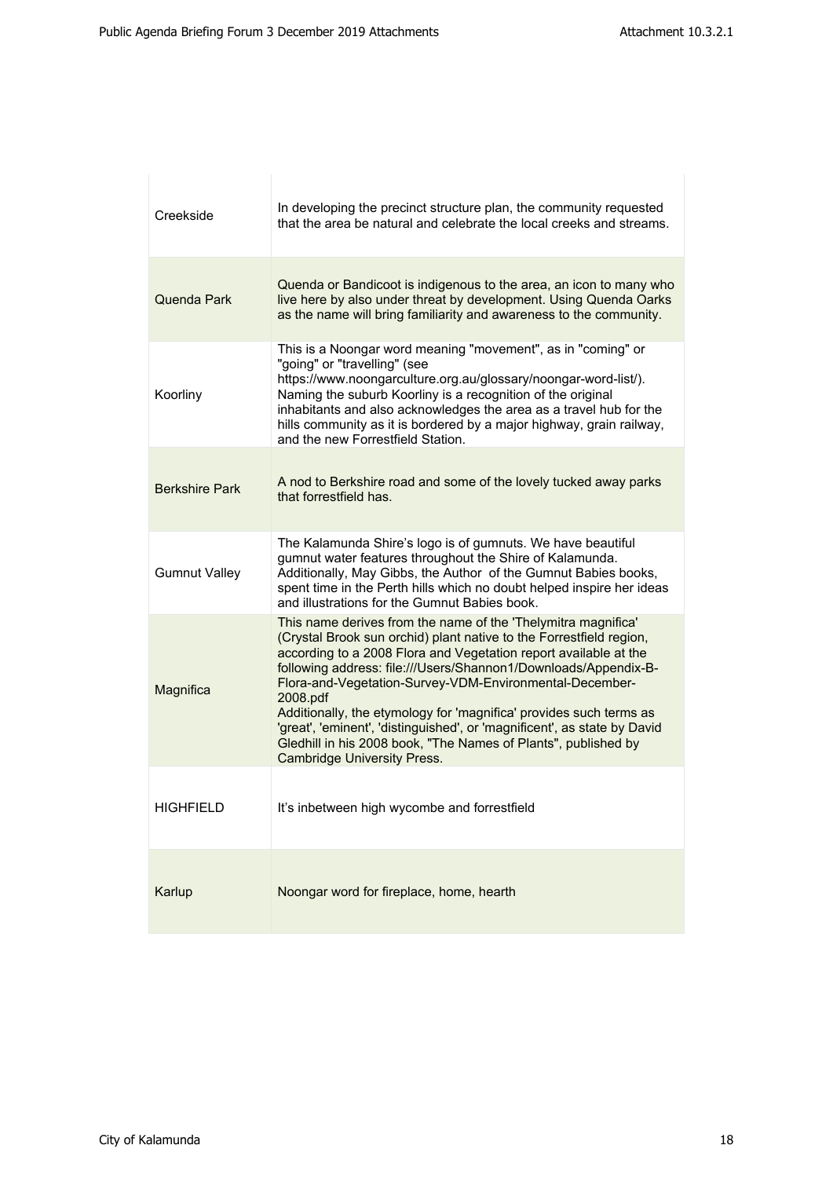| | |
|---|---|
| Creekside | In developing the precinct structure plan, the community requested that the area be natural and celebrate the local creeks and streams. |
| Quenda Park | Quenda or Bandicoot is indigenous to the area, an icon to many who live here by also under threat by development. Using Quenda Oarks as the name will bring familiarity and awareness to the community. |
| Koorliny | This is a Noongar word meaning "movement", as in "coming" or "going" or "travelling" (see https://www.noongarculture.org.au/glossary/noongar-word-list/). Naming the suburb Koorliny is a recognition of the original inhabitants and also acknowledges the area as a travel hub for the hills community as it is bordered by a major highway, grain railway, and the new Forrestfield Station. |
| Berkshire Park | A nod to Berkshire road and some of the lovely tucked away parks that forrestfield has. |
| Gumnut Valley | The Kalamunda Shire's logo is of gumnuts. We have beautiful gumnut water features throughout the Shire of Kalamunda. Additionally, May Gibbs, the Author of the Gumnut Babies books, spent time in the Perth hills which no doubt helped inspire her ideas and illustrations for the Gumnut Babies book. |
| Magnifica | This name derives from the name of the 'Thelymitra magnifica' (Crystal Brook sun orchid) plant native to the Forrestfield region, according to a 2008 Flora and Vegetation report available at the following address: file:///Users/Shannon1/Downloads/Appendix-B-Flora-and-Vegetation-Survey-VDM-Environmental-December-2008.pdf<br>Additionally, the etymology for 'magnifica' provides such terms as 'great', 'eminent', 'distinguished', or 'magnificent', as state by David Gledhill in his 2008 book, "The Names of Plants", published by Cambridge University Press. |
| HIGHFIELD | It's inbetween high wycombe and forrestfield |
| Karlup | Noongar word for fireplace, home, hearth |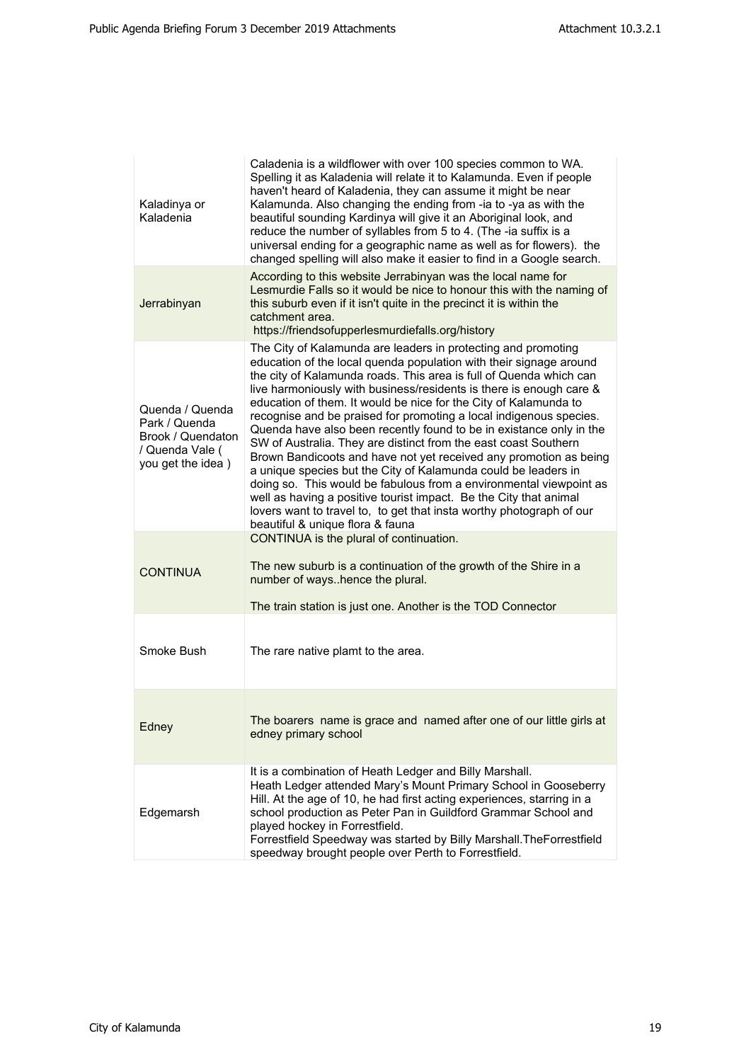| | |
|---|---|
| Kaladinya or Kaladenia | Caladenia is a wildflower with over 100 species common to WA. Spelling it as Kaladenia will relate it to Kalamunda. Even if people haven't heard of Kaladenia, they can assume it might be near Kalamunda. Also changing the ending from -ia to -ya as with the beautiful sounding Kardinya will give it an Aboriginal look, and reduce the number of syllables from 5 to 4. (The -ia suffix is a universal ending for a geographic name as well as for flowers). the changed spelling will also make it easier to find in a Google search. |
| Jerrabinyan | According to this website Jerrabinyan was the local name for Lesmurdie Falls so it would be nice to honour this with the naming of this suburb even if it isn't quite in the precinct it is within the catchment area. https://friendsofupperlesmurdiefalls.org/history |
| Quenda / Quenda Park / Quenda Brook / Quendaton / Quenda Vale ( you get the idea ) | The City of Kalamunda are leaders in protecting and promoting education of the local quenda population with their signage around the city of Kalamunda roads. This area is full of Quenda which can live harmoniously with business/residents is there is enough care & education of them. It would be nice for the City of Kalamunda to recognise and be praised for promoting a local indigenous species. Quenda have also been recently found to be in existance only in the SW of Australia. They are distinct from the east coast Southern Brown Bandicoots and have not yet received any promotion as being a unique species but the City of Kalamunda could be leaders in doing so. This would be fabulous from a environmental viewpoint as well as having a positive tourist impact. Be the City that animal lovers want to travel to, to get that insta worthy photograph of our beautiful & unique flora & fauna |
| CONTINUA | CONTINUA is the plural of continuation.<br><br>The new suburb is a continuation of the growth of the Shire in a number of ways..hence the plural.<br><br>The train station is just one. Another is the TOD Connector |
| Smoke Bush | The rare native plamt to the area. |
| Edney | The boarers name is grace and named after one of our little girls at edney primary school |
| Edgemarsh | It is a combination of Heath Ledger and Billy Marshall.<br>Heath Ledger attended Mary's Mount Primary School in Gooseberry Hill. At the age of 10, he had first acting experiences, starring in a school production as Peter Pan in Guildford Grammar School and played hockey in Forrestfield.<br>Forrestfield Speedway was started by Billy Marshall.TheForrestfield speedway brought people over Perth to Forrestfield. |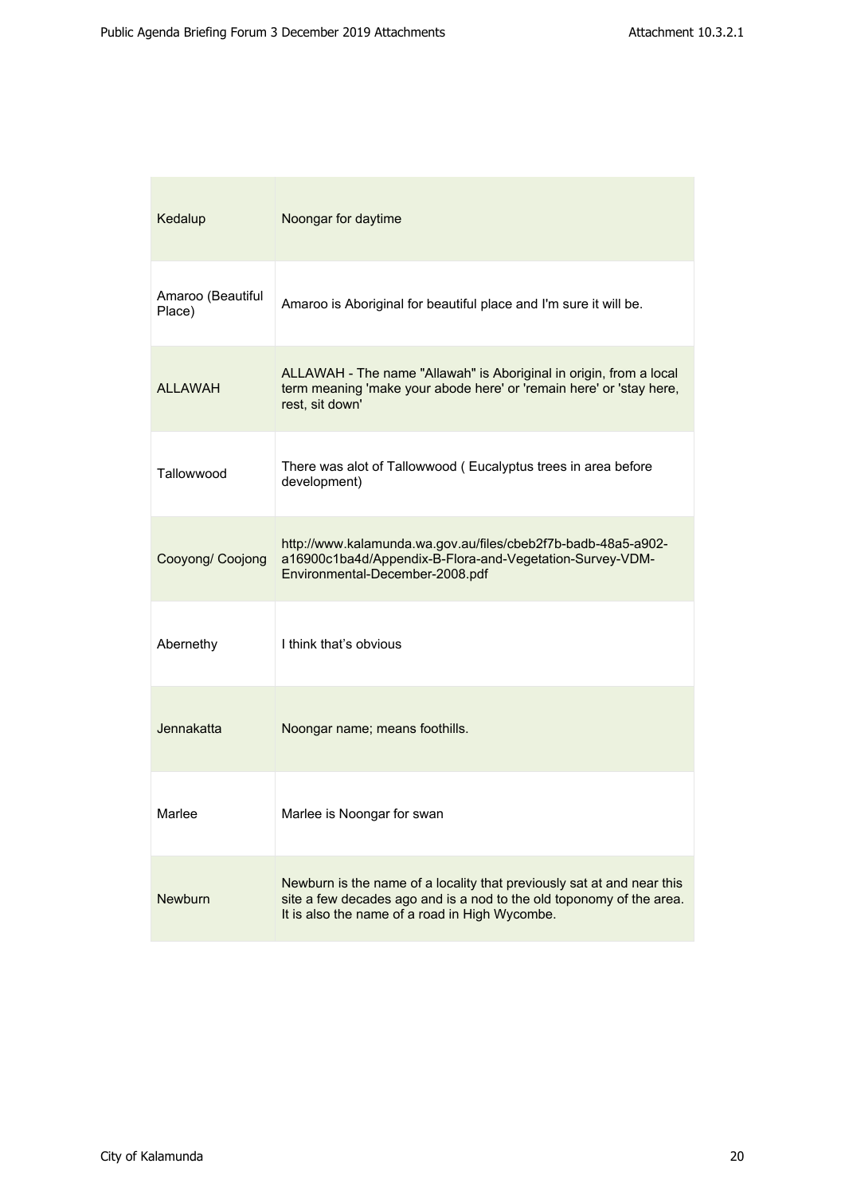| Kedalup | Noongar for daytime |
|---|---|
| Amaroo (Beautiful Place) | Amaroo is Aboriginal for beautiful place and I'm sure it will be. |
| ALLAWAH | ALLAWAH - The name "Allawah" is Aboriginal in origin, from a local term meaning 'make your abode here' or 'remain here' or 'stay here, rest, sit down' |
| Tallowwood | There was alot of Tallowwood ( Eucalyptus trees in area before development) |
| Cooyong/ Coojong | http://www.kalamunda.wa.gov.au/files/cbeb2f7b-badb-48a5-a902-a16900c1ba4d/Appendix-B-Flora-and-Vegetation-Survey-VDM-Environmental-December-2008.pdf |
| Abernethy | I think that's obvious |
| Jennakatta | Noongar name; means foothills. |
| Marlee | Marlee is Noongar for swan |
| Newburn | Newburn is the name of a locality that previously sat at and near this site a few decades ago and is a nod to the old toponomy of the area. It is also the name of a road in High Wycombe. |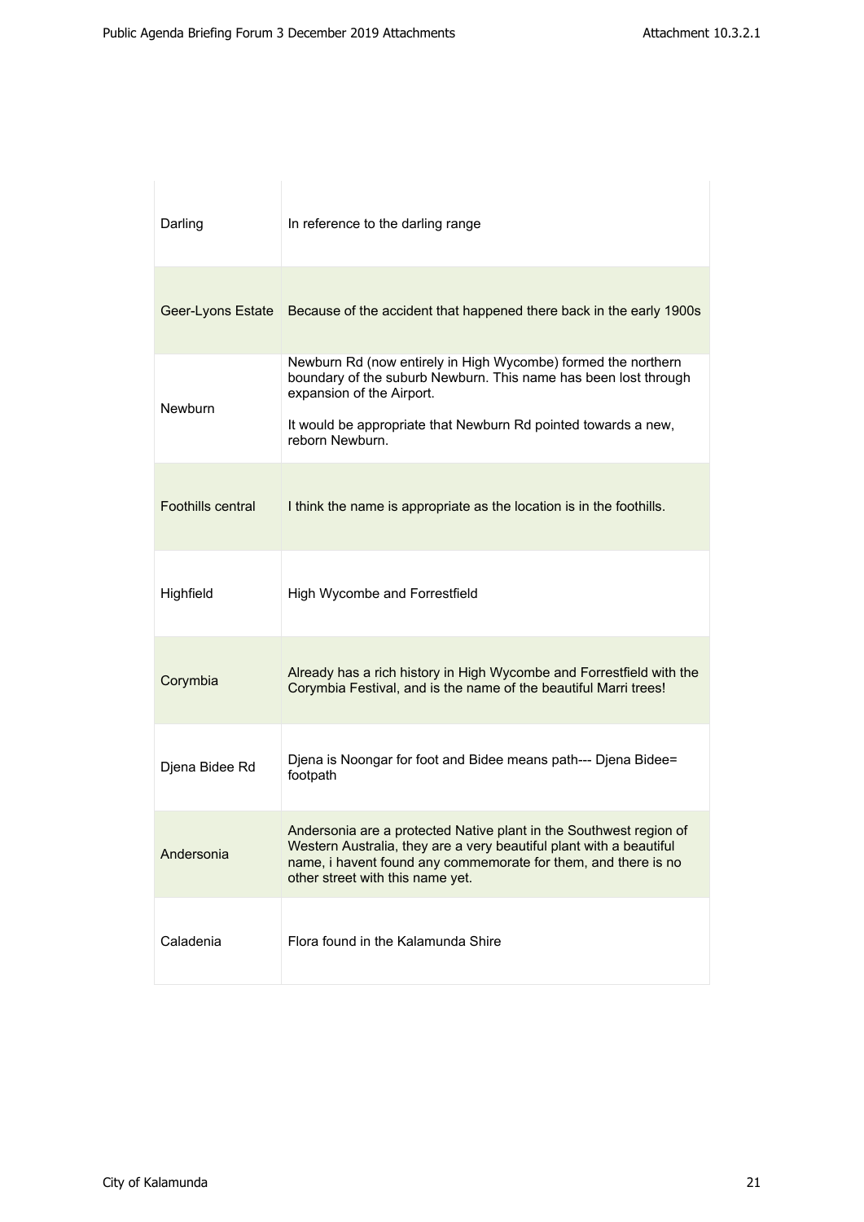| | |
|---|---|
| Darling | In reference to the darling range |
| Geer-Lyons Estate | Because of the accident that happened there back in the early 1900s |
| Newburn | Newburn Rd (now entirely in High Wycombe) formed the northern boundary of the suburb Newburn. This name has been lost through expansion of the Airport.<br><br>It would be appropriate that Newburn Rd pointed towards a new, reborn Newburn. |
| Foothills central | I think the name is appropriate as the location is in the foothills. |
| Highfield | High Wycombe and Forrestfield |
| Corymbia | Already has a rich history in High Wycombe and Forrestfield with the Corymbia Festival, and is the name of the beautiful Marri trees! |
| Djena Bidee Rd | Djena is Noongar for foot and Bidee means path--- Djena Bidee= footpath |
| Andersonia | Andersonia are a protected Native plant in the Southwest region of Western Australia, they are a very beautiful plant with a beautiful name, i havent found any commemorate for them, and there is no other street with this name yet. |
| Caladenia | Flora found in the Kalamunda Shire |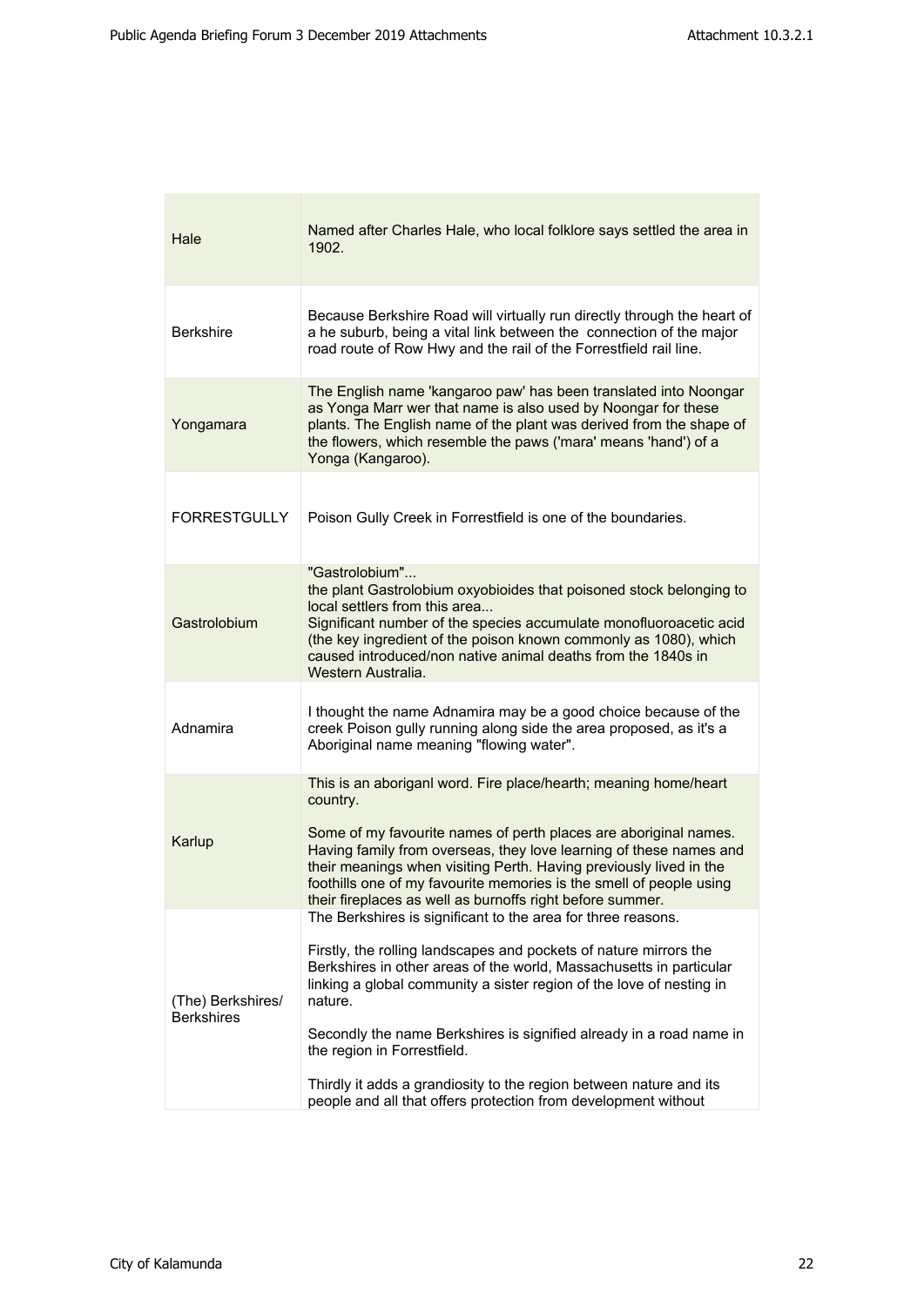| | |
|---|---|
| Hale | Named after Charles Hale, who local folklore says settled the area in 1902. |
| Berkshire | Because Berkshire Road will virtually run directly through the heart of a he suburb, being a vital link between the connection of the major road route of Row Hwy and the rail of the Forrestfield rail line. |
| Yongamara | The English name 'kangaroo paw' has been translated into Noongar as Yonga Marr wer that name is also used by Noongar for these plants. The English name of the plant was derived from the shape of the flowers, which resemble the paws ('mara' means 'hand') of a Yonga (Kangaroo). |
| FORRESTGULLY | Poison Gully Creek in Forrestfield is one of the boundaries. |
| Gastrolobium | "Gastrolobium"... the plant Gastrolobium oxyobioides that poisoned stock belonging to local settlers from this area... Significant number of the species accumulate monofluoroacetic acid (the key ingredient of the poison known commonly as 1080), which caused introduced/non native animal deaths from the 1840s in Western Australia. |
| Adnamira | I thought the name Adnamira may be a good choice because of the creek Poison gully running along side the area proposed, as it's a Aboriginal name meaning "flowing water". |
| Karlup | This is an aboriganl word. Fire place/hearth; meaning home/heart country.<br><br>Some of my favourite names of perth places are aboriginal names. Having family from overseas, they love learning of these names and their meanings when visiting Perth. Having previously lived in the foothills one of my favourite memories is the smell of people using their fireplaces as well as burnoffs right before summer. |
| (The) Berkshires/ Berkshires | The Berkshires is significant to the area for three reasons.<br><br>Firstly, the rolling landscapes and pockets of nature mirrors the Berkshires in other areas of the world, Massachusetts in particular linking a global community a sister region of the love of nesting in nature.<br><br>Secondly the name Berkshires is signified already in a road name in the region in Forrestfield.<br><br>Thirdly it adds a grandiosity to the region between nature and its people and all that offers protection from development without |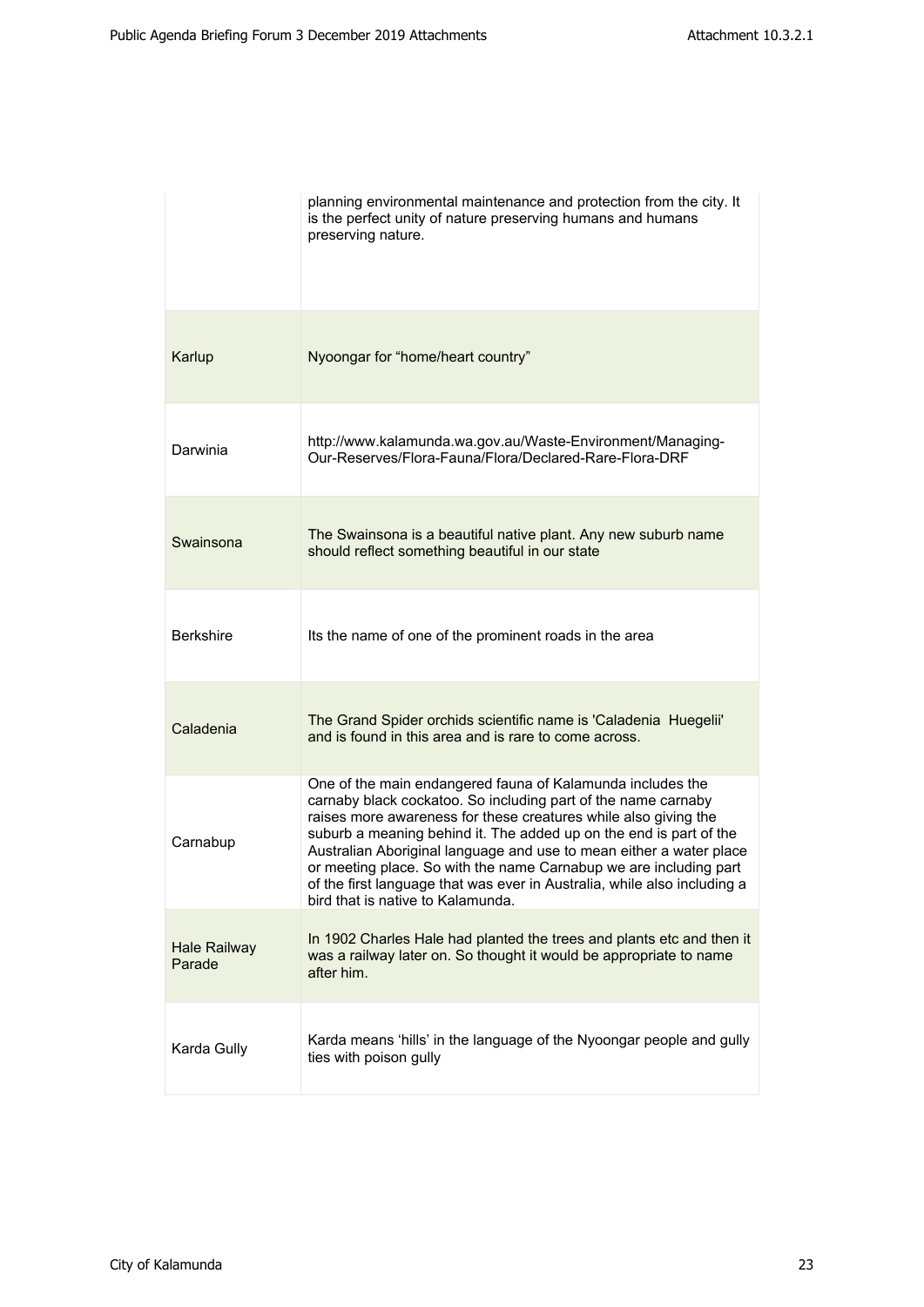| | |
|---|---|
| | planning environmental maintenance and protection from the city. It is the perfect unity of nature preserving humans and humans preserving nature. |
| Karlup | Nyoongar for "home/heart country" |
| Darwinia | http://www.kalamunda.wa.gov.au/Waste-Environment/Managing-Our-Reserves/Flora-Fauna/Flora/Declared-Rare-Flora-DRF |
| Swainsona | The Swainsona is a beautiful native plant. Any new suburb name should reflect something beautiful in our state |
| Berkshire | Its the name of one of the prominent roads in the area |
| Caladenia | The Grand Spider orchids scientific name is 'Caladenia Huegelii' and is found in this area and is rare to come across. |
| Carnabup | One of the main endangered fauna of Kalamunda includes the carnaby black cockatoo. So including part of the name carnaby raises more awareness for these creatures while also giving the suburb a meaning behind it. The added up on the end is part of the Australian Aboriginal language and use to mean either a water place or meeting place. So with the name Carnabup we are including part of the first language that was ever in Australia, while also including a bird that is native to Kalamunda. |
| Hale Railway Parade | In 1902 Charles Hale had planted the trees and plants etc and then it was a railway later on. So thought it would be appropriate to name after him. |
| Karda Gully | Karda means 'hills' in the language of the Nyoongar people and gully ties with poison gully |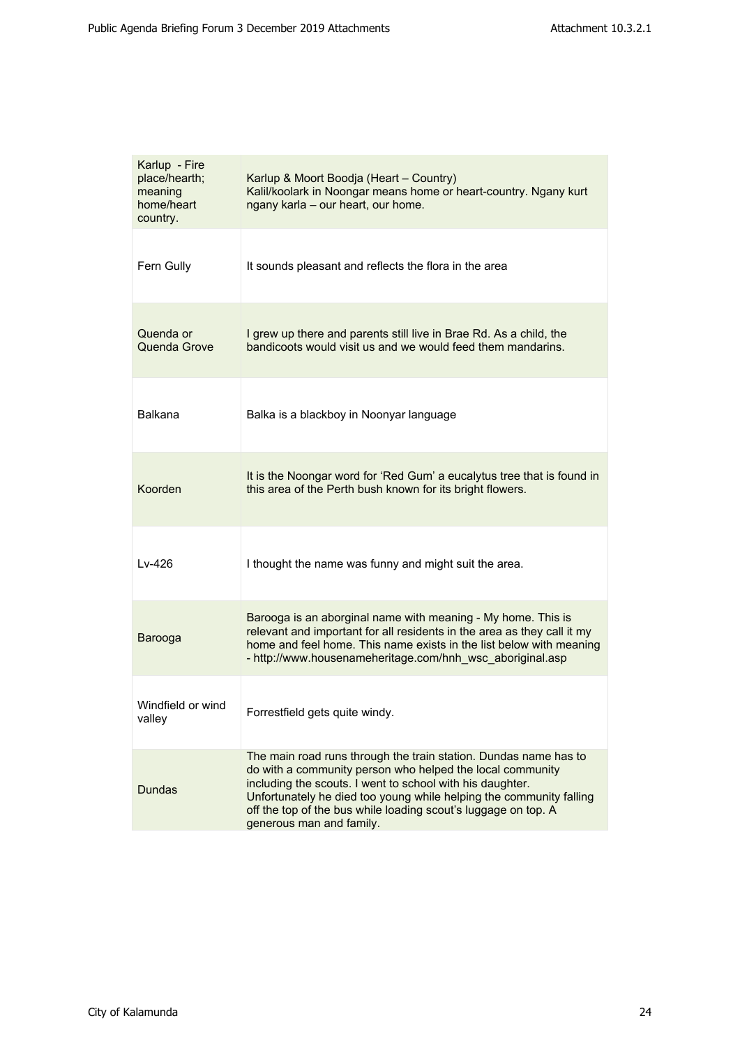| Karlup - Fire place/hearth; meaning home/heart country. | Karlup & Moort Boodja (Heart – Country)<br>Kalil/koolark in Noongar means home or heart-country. Ngany kurt ngany karla – our heart, our home. |
|---|---|
| Fern Gully | It sounds pleasant and reflects the flora in the area |
| Quenda or Quenda Grove | I grew up there and parents still live in Brae Rd. As a child, the bandicoots would visit us and we would feed them mandarins. |
| Balkana | Balka is a blackboy in Noonyar language |
| Koorden | It is the Noongar word for 'Red Gum' a eucalytus tree that is found in this area of the Perth bush known for its bright flowers. |
| Lv-426 | I thought the name was funny and might suit the area. |
| Barooga | Barooga is an aborginal name with meaning - My home. This is relevant and important for all residents in the area as they call it my home and feel home. This name exists in the list below with meaning - http://www.housenameheritage.com/hnh_wsc_aboriginal.asp |
| Windfield or wind valley | Forrestfield gets quite windy. |
| Dundas | The main road runs through the train station. Dundas name has to do with a community person who helped the local community including the scouts. I went to school with his daughter. Unfortunately he died too young while helping the community falling off the top of the bus while loading scout's luggage on top. A generous man and family. |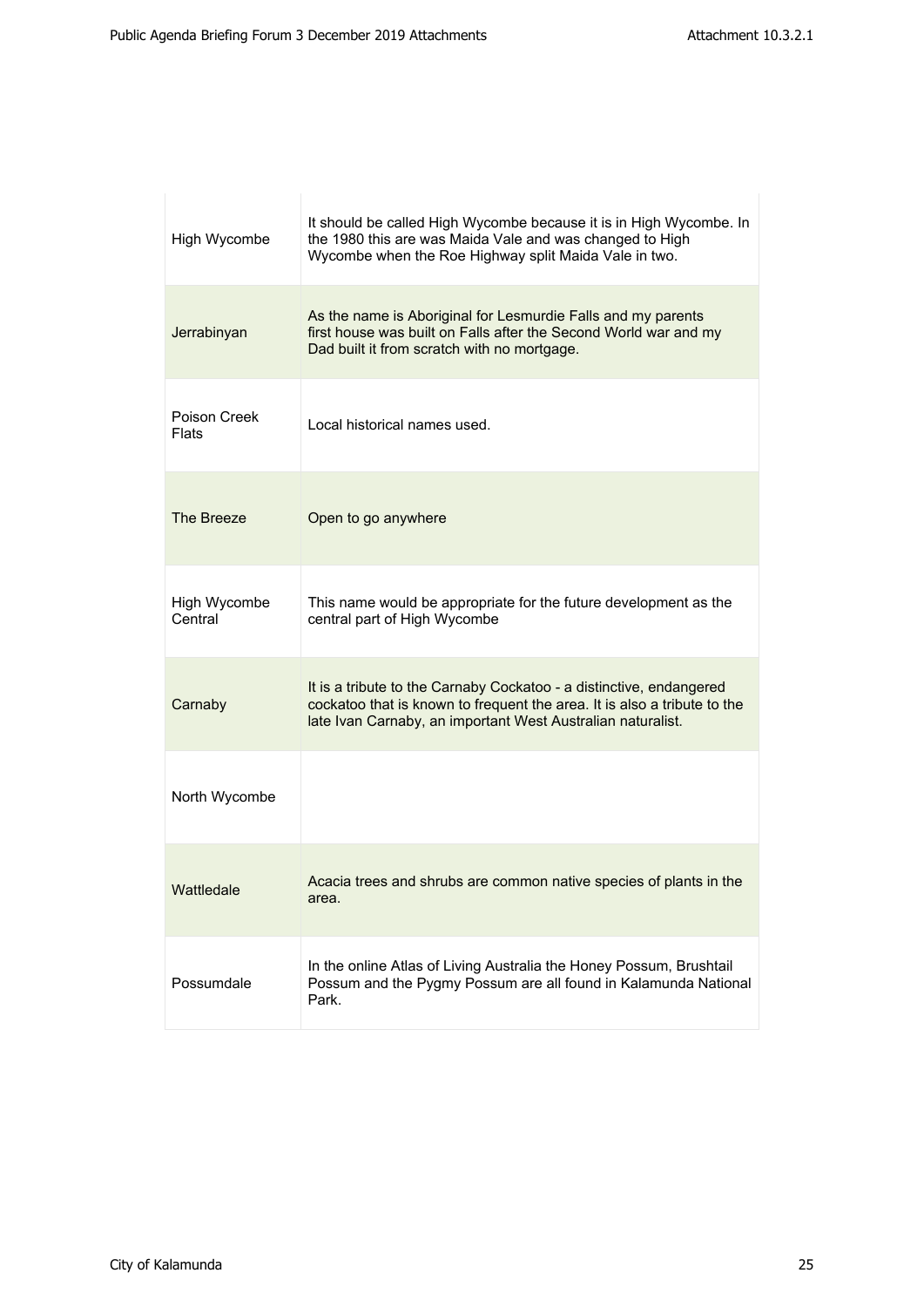| | |
|---|---|
| High Wycombe | It should be called High Wycombe because it is in High Wycombe. In the 1980 this are was Maida Vale and was changed to High Wycombe when the Roe Highway split Maida Vale in two. |
| Jerrabinyan | As the name is Aboriginal for Lesmurdie Falls and my parents first house was built on Falls after the Second World war and my Dad built it from scratch with no mortgage. |
| Poison Creek Flats | Local historical names used. |
| The Breeze | Open to go anywhere |
| High Wycombe Central | This name would be appropriate for the future development as the central part of High Wycombe |
| Carnaby | It is a tribute to the Carnaby Cockatoo - a distinctive, endangered cockatoo that is known to frequent the area. It is also a tribute to the late Ivan Carnaby, an important West Australian naturalist. |
| North Wycombe | |
| Wattledale | Acacia trees and shrubs are common native species of plants in the area. |
| Possumdale | In the online Atlas of Living Australia the Honey Possum, Brushtail Possum and the Pygmy Possum are all found in Kalamunda National Park. |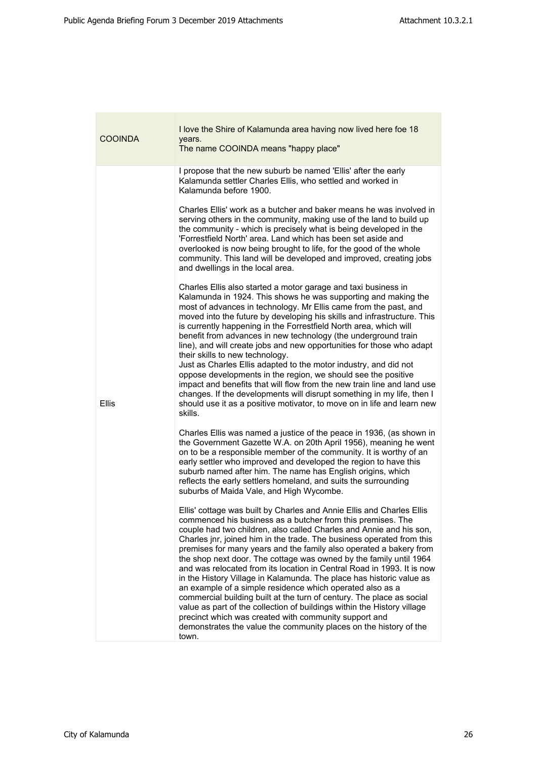| | |
|---|---|
| COOINDA | I love the Shire of Kalamunda area having now lived here foe 18 years.<br>The name COOINDA means "happy place" |
| Ellis | I propose that the new suburb be named 'Ellis' after the early Kalamunda settler Charles Ellis, who settled and worked in Kalamunda before 1900.<br><br>Charles Ellis' work as a butcher and baker means he was involved in serving others in the community, making use of the land to build up the community - which is precisely what is being developed in the 'Forrestfield North' area. Land which has been set aside and overlooked is now being brought to life, for the good of the whole community. This land will be developed and improved, creating jobs and dwellings in the local area.<br><br>Charles Ellis also started a motor garage and taxi business in Kalamunda in 1924. This shows he was supporting and making the most of advances in technology. Mr Ellis came from the past, and moved into the future by developing his skills and infrastructure. This is currently happening in the Forrestfield North area, which will benefit from advances in new technology (the underground train line), and will create jobs and new opportunities for those who adapt their skills to new technology.<br>Just as Charles Ellis adapted to the motor industry, and did not oppose developments in the region, we should see the positive impact and benefits that will flow from the new train line and land use changes. If the developments will disrupt something in my life, then I should use it as a positive motivator, to move on in life and learn new skills.<br><br>Charles Ellis was named a justice of the peace in 1936, (as shown in the Government Gazette W.A. on 20th April 1956), meaning he went on to be a responsible member of the community. It is worthy of an early settler who improved and developed the region to have this suburb named after him. The name has English origins, which reflects the early settlers homeland, and suits the surrounding suburbs of Maida Vale, and High Wycombe.<br><br>Ellis' cottage was built by Charles and Annie Ellis and Charles Ellis commenced his business as a butcher from this premises. The couple had two children, also called Charles and Annie and his son, Charles jnr, joined him in the trade. The business operated from this premises for many years and the family also operated a bakery from the shop next door. The cottage was owned by the family until 1964 and was relocated from its location in Central Road in 1993. It is now in the History Village in Kalamunda. The place has historic value as an example of a simple residence which operated also as a commercial building built at the turn of century. The place as social value as part of the collection of buildings within the History village precinct which was created with community support and demonstrates the value the community places on the history of the town. |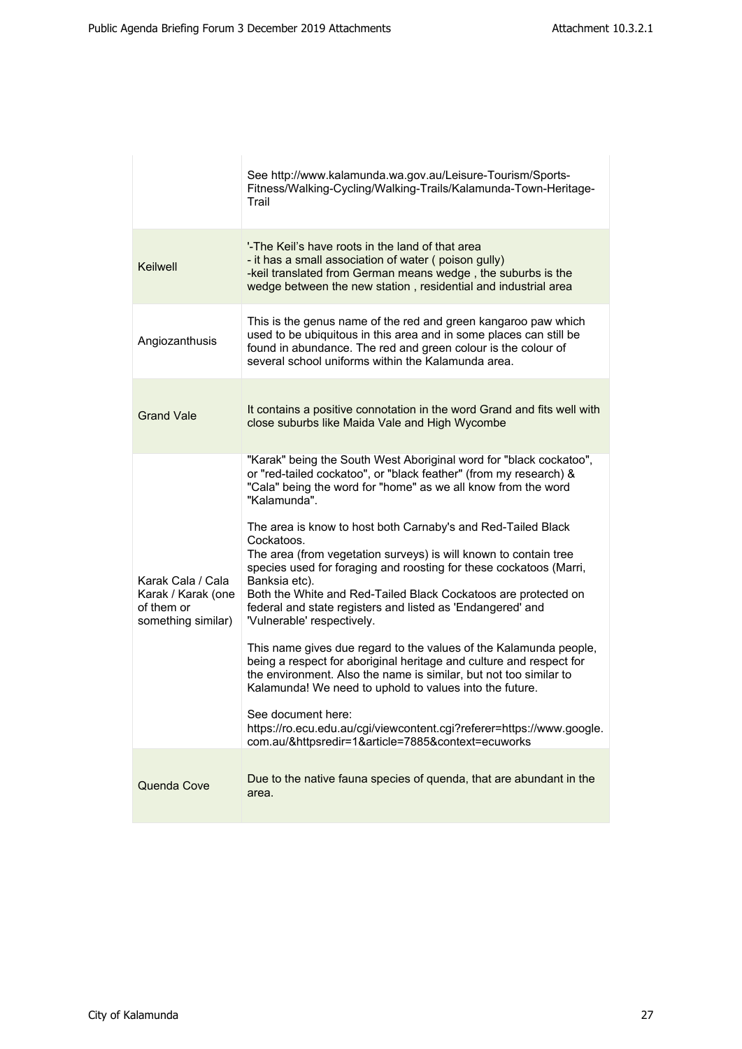| | |
|---|---|
| | See http://www.kalamunda.wa.gov.au/Leisure-Tourism/Sports-Fitness/Walking-Cycling/Walking-Trails/Kalamunda-Town-Heritage-Trail |
| Keilwell | '-The Keil's have roots in the land of that area<br>- it has a small association of water ( poison gully)<br>-keil translated from German means wedge , the suburbs is the wedge between the new station , residential and industrial area |
| Angiozanthusis | This is the genus name of the red and green kangaroo paw which used to be ubiquitous in this area and in some places can still be found in abundance. The red and green colour is the colour of several school uniforms within the Kalamunda area. |
| Grand Vale | It contains a positive connotation in the word Grand and fits well with close suburbs like Maida Vale and High Wycombe |
| Karak Cala / Cala Karak / Karak (one of them or something similar) | "Karak" being the South West Aboriginal word for "black cockatoo", or "red-tailed cockatoo", or "black feather" (from my research) & "Cala" being the word for "home" as we all know from the word "Kalamunda".<br><br>The area is know to host both Carnaby's and Red-Tailed Black Cockatoos.<br>The area (from vegetation surveys) is will known to contain tree species used for foraging and roosting for these cockatoos (Marri, Banksia etc).<br>Both the White and Red-Tailed Black Cockatoos are protected on federal and state registers and listed as 'Endangered' and 'Vulnerable' respectively.<br><br>This name gives due regard to the values of the Kalamunda people, being a respect for aboriginal heritage and culture and respect for the environment. Also the name is similar, but not too similar to Kalamunda! We need to uphold to values into the future.<br><br>See document here:<br>https://ro.ecu.edu.au/cgi/viewcontent.cgi?referer=https://www.google.com.au/&httpsredir=1&article=7885&context=ecuworks |
| Quenda Cove | Due to the native fauna species of quenda, that are abundant in the area. |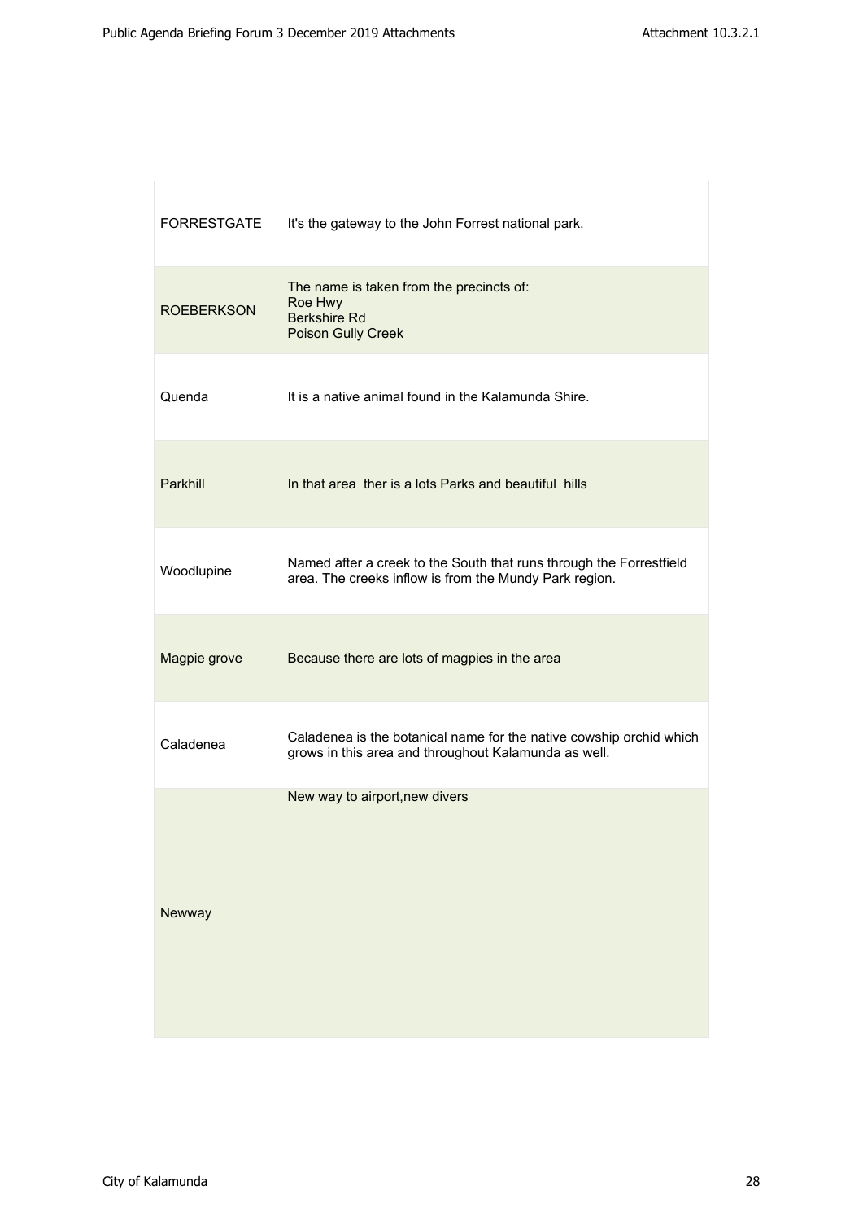| | |
|---|---|
| FORRESTGATE | It's the gateway to the John Forrest national park. |
| ROEBERKSON | The name is taken from the precincts of:<br>Roe Hwy<br>Berkshire Rd<br>Poison Gully Creek |
| Quenda | It is a native animal found in the Kalamunda Shire. |
| Parkhill | In that area ther is a lots Parks and beautiful hills |
| Woodlupine | Named after a creek to the South that runs through the Forrestfield area. The creeks inflow is from the Mundy Park region. |
| Magpie grove | Because there are lots of magpies in the area |
| Caladenea | Caladenea is the botanical name for the native cowship orchid which grows in this area and throughout Kalamunda as well. |
| Newway | New way to airport,new divers |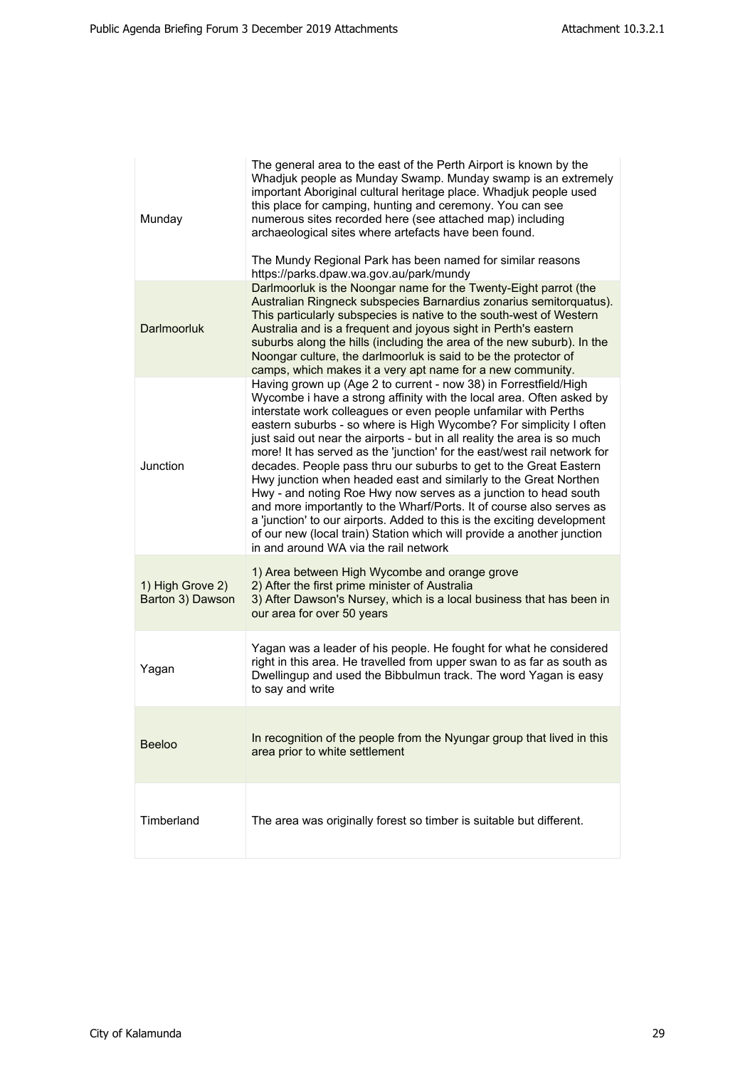| | |
|---|---|
| Munday | The general area to the east of the Perth Airport is known by the Whadjuk people as Munday Swamp. Munday swamp is an extremely important Aboriginal cultural heritage place. Whadjuk people used this place for camping, hunting and ceremony. You can see numerous sites recorded here (see attached map) including archaeological sites where artefacts have been found.<br><br>The Mundy Regional Park has been named for similar reasons https://parks.dpaw.wa.gov.au/park/mundy |
| Darlmoorluk | Darlmoorluk is the Noongar name for the Twenty-Eight parrot (the Australian Ringneck subspecies Barnardius zonarius semitorquatus). This particularly subspecies is native to the south-west of Western Australia and is a frequent and joyous sight in Perth's eastern suburbs along the hills (including the area of the new suburb). In the Noongar culture, the darlmoorluk is said to be the protector of camps, which makes it a very apt name for a new community. |
| Junction | Having grown up (Age 2 to current - now 38) in Forrestfield/High Wycombe i have a strong affinity with the local area. Often asked by interstate work colleagues or even people unfamilar with Perths eastern suburbs - so where is High Wycombe? For simplicity I often just said out near the airports - but in all reality the area is so much more! It has served as the 'junction' for the east/west rail network for decades. People pass thru our suburbs to get to the Great Eastern Hwy junction when headed east and similarly to the Great Northen Hwy - and noting Roe Hwy now serves as a junction to head south and more importantly to the Wharf/Ports. It of course also serves as a 'junction' to our airports. Added to this is the exciting development of our new (local train) Station which will provide a another junction in and around WA via the rail network |
| 1) High Grove 2) Barton 3) Dawson | 1) Area between High Wycombe and orange grove<br>2) After the first prime minister of Australia<br>3) After Dawson's Nursey, which is a local business that has been in our area for over 50 years |
| Yagan | Yagan was a leader of his people. He fought for what he considered right in this area. He travelled from upper swan to as far as south as Dwellingup and used the Bibbulmun track. The word Yagan is easy to say and write |
| Beeloo | In recognition of the people from the Nyungar group that lived in this area prior to white settlement |
| Timberland | The area was originally forest so timber is suitable but different. |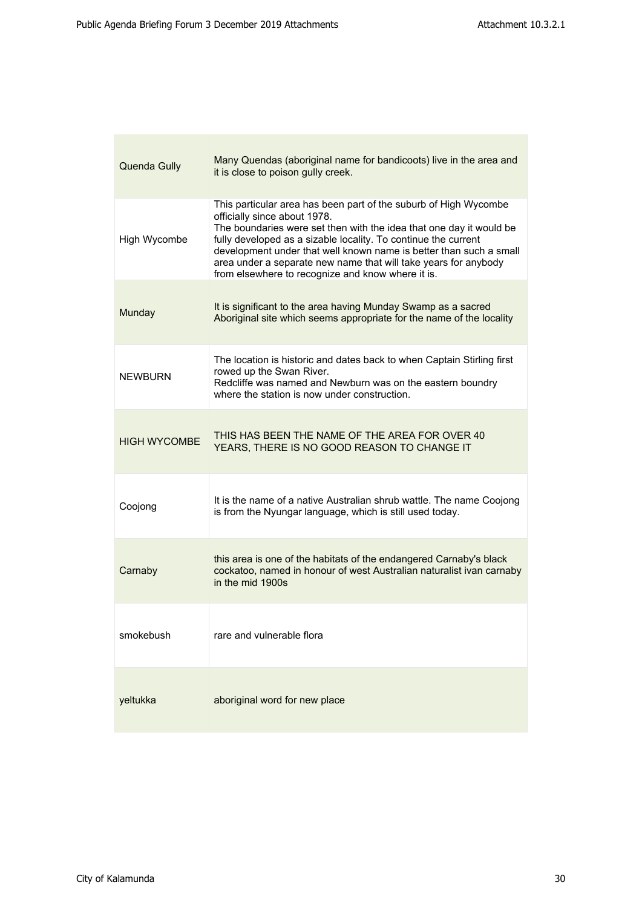| | |
|---|---|
| Quenda Gully | Many Quendas (aboriginal name for bandicoots) live in the area and it is close to poison gully creek. |
| High Wycombe | This particular area has been part of the suburb of High Wycombe officially since about 1978.<br>The boundaries were set then with the idea that one day it would be fully developed as a sizable locality. To continue the current development under that well known name is better than such a small area under a separate new name that will take years for anybody from elsewhere to recognize and know where it is. |
| Munday | It is significant to the area having Munday Swamp as a sacred Aboriginal site which seems appropriate for the name of the locality |
| NEWBURN | The location is historic and dates back to when Captain Stirling first rowed up the Swan River.<br>Redcliffe was named and Newburn was on the eastern boundry where the station is now under construction. |
| HIGH WYCOMBE | THIS HAS BEEN THE NAME OF THE AREA FOR OVER 40 YEARS, THERE IS NO GOOD REASON TO CHANGE IT |
| Coojong | It is the name of a native Australian shrub wattle. The name Coojong is from the Nyungar language, which is still used today. |
| Carnaby | this area is one of the habitats of the endangered Carnaby's black cockatoo, named in honour of west Australian naturalist ivan carnaby in the mid 1900s |
| smokebush | rare and vulnerable flora |
| yeltukka | aboriginal word for new place |